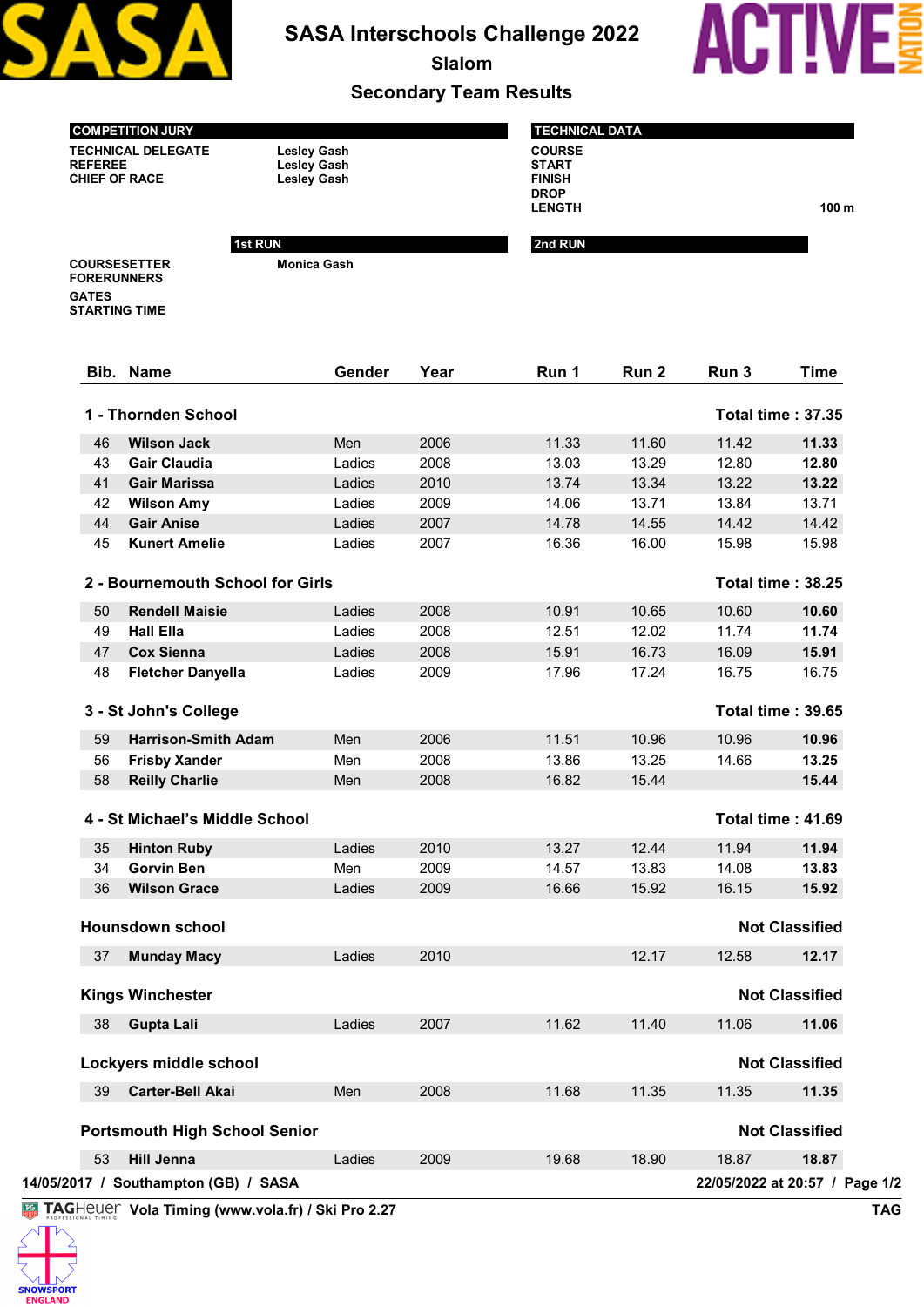# SASA Interschools Challenge 2022

## Slalom

## Secondary Team Results

| COMPETITION JURY | |
|---|---|
| TECHNICAL DELEGATE | Lesley Gash |
| REFEREE | Lesley Gash |
| CHIEF OF RACE | Lesley Gash |

| TECHNICAL DATA | |
|---|---|
| COURSE | |
| START | |
| FINISH | |
| DROP | |
| LENGTH | 100 m |

| | 1st RUN | 2nd RUN |
|---|---|---|
| COURSESETTER | Monica Gash | |
| FORERUNNERS | | |
| GATES | | |
| STARTING TIME | | |

| Bib. | Name | Gender | Year | Run 1 | Run 2 | Run 3 | Time |
|---|---|---|---|---|---|---|---|
| **1 - Thornden School** | | | | | | | **Total time : 37.35** |
| 46 | **Wilson Jack** | Men | 2006 | 11.33 | 11.60 | 11.42 | **11.33** |
| 43 | **Gair Claudia** | Ladies | 2008 | 13.03 | 13.29 | 12.80 | **12.80** |
| 41 | **Gair Marissa** | Ladies | 2010 | 13.74 | 13.34 | 13.22 | **13.22** |
| 42 | **Wilson Amy** | Ladies | 2009 | 14.06 | 13.71 | 13.84 | 13.71 |
| 44 | **Gair Anise** | Ladies | 2007 | 14.78 | 14.55 | 14.42 | 14.42 |
| 45 | **Kunert Amelie** | Ladies | 2007 | 16.36 | 16.00 | 15.98 | 15.98 |
| **2 - Bournemouth School for Girls** | | | | | | | **Total time : 38.25** |
| 50 | **Rendell Maisie** | Ladies | 2008 | 10.91 | 10.65 | 10.60 | **10.60** |
| 49 | **Hall Ella** | Ladies | 2008 | 12.51 | 12.02 | 11.74 | **11.74** |
| 47 | **Cox Sienna** | Ladies | 2008 | 15.91 | 16.73 | 16.09 | **15.91** |
| 48 | **Fletcher Danyella** | Ladies | 2009 | 17.96 | 17.24 | 16.75 | 16.75 |
| **3 - St John's College** | | | | | | | **Total time : 39.65** |
| 59 | **Harrison-Smith Adam** | Men | 2006 | 11.51 | 10.96 | 10.96 | **10.96** |
| 56 | **Frisby Xander** | Men | 2008 | 13.86 | 13.25 | 14.66 | **13.25** |
| 58 | **Reilly Charlie** | Men | 2008 | 16.82 | 15.44 | | **15.44** |
| **4 - St Michael's Middle School** | | | | | | | **Total time : 41.69** |
| 35 | **Hinton Ruby** | Ladies | 2010 | 13.27 | 12.44 | 11.94 | **11.94** |
| 34 | **Gorvin Ben** | Men | 2009 | 14.57 | 13.83 | 14.08 | **13.83** |
| 36 | **Wilson Grace** | Ladies | 2009 | 16.66 | 15.92 | 16.15 | **15.92** |
| **Hounsdown school** | | | | | | | **Not Classified** |
| 37 | **Munday Macy** | Ladies | 2010 | | 12.17 | 12.58 | **12.17** |
| **Kings Winchester** | | | | | | | **Not Classified** |
| 38 | **Gupta Lali** | Ladies | 2007 | 11.62 | 11.40 | 11.06 | **11.06** |
| **Lockyers middle school** | | | | | | | **Not Classified** |
| 39 | **Carter-Bell Akai** | Men | 2008 | 11.68 | 11.35 | 11.35 | **11.35** |
| **Portsmouth High School Senior** | | | | | | | **Not Classified** |
| 53 | **Hill Jenna** | Ladies | 2009 | 19.68 | 18.90 | 18.87 | **18.87** |

14/05/2017 / Southampton (GB) / SASA — 22/05/2022 at 20:57

Vola Timing (www.vola.fr) / Ski Pro 2.27 — TAG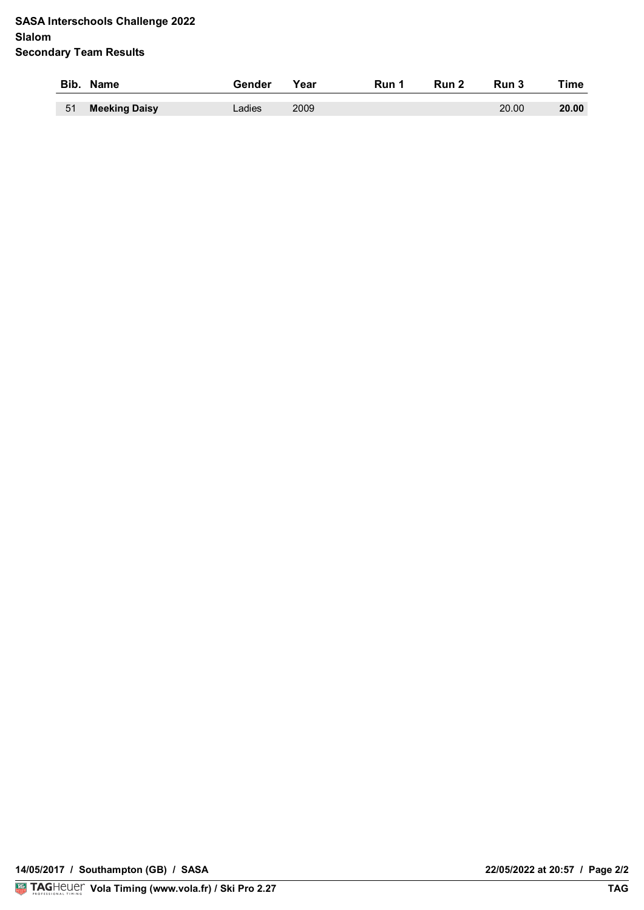**SASA Interschools Challenge 2022**
**Slalom**
**Secondary Team Results**

| Bib. | Name | Gender | Year | Run 1 | Run 2 | Run 3 | Time |
|---|---|---|---|---|---|---|---|
| 51 | **Meeking Daisy** | Ladies | 2009 | | | 20.00 | **20.00** |